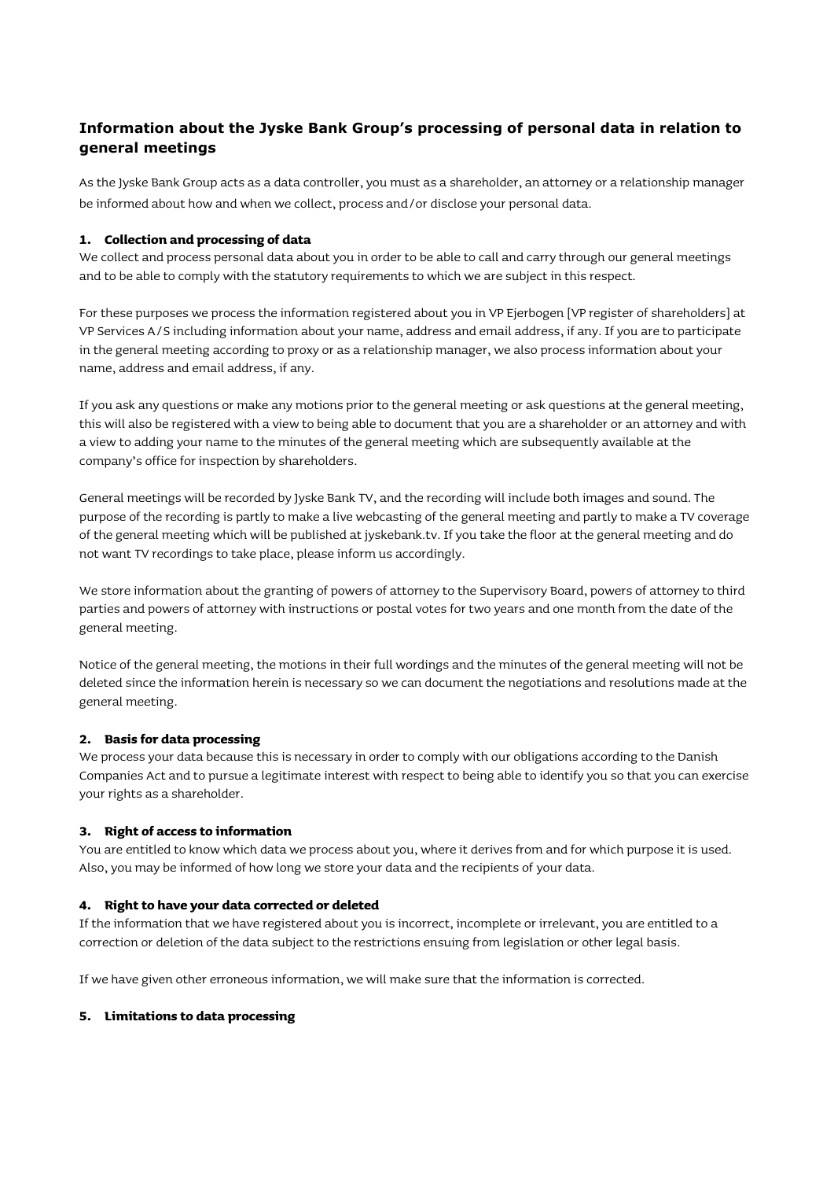# Information about the Jyske Bank Group's processing of personal data in relation to general meetings

As the Jyske Bank Group acts as a data controller, you must as a shareholder, an attorney or a relationship manager be informed about how and when we collect, process and/or disclose your personal data.

### 1. Collection and processing of data

We collect and process personal data about you in order to be able to call and carry through our general meetings and to be able to comply with the statutory requirements to which we are subject in this respect.

For these purposes we process the information registered about you in VP Ejerbogen [VP register of shareholders] at VP Services A/S including information about your name, address and email address, if any. If you are to participate in the general meeting according to proxy or as a relationship manager, we also process information about your name, address and email address, if any.

If you ask any questions or make any motions prior to the general meeting or ask questions at the general meeting, this will also be registered with a view to being able to document that you are a shareholder or an attorney and with a view to adding your name to the minutes of the general meeting which are subsequently available at the company's office for inspection by shareholders.

General meetings will be recorded by Jyske Bank TV, and the recording will include both images and sound. The purpose of the recording is partly to make a live webcasting of the general meeting and partly to make a TV coverage of the general meeting which will be published at jyskebank.tv. If you take the floor at the general meeting and do not want TV recordings to take place, please inform us accordingly.

We store information about the granting of powers of attorney to the Supervisory Board, powers of attorney to third parties and powers of attorney with instructions or postal votes for two years and one month from the date of the general meeting.

Notice of the general meeting, the motions in their full wordings and the minutes of the general meeting will not be deleted since the information herein is necessary so we can document the negotiations and resolutions made at the general meeting.

### 2. Basis for data processing

We process your data because this is necessary in order to comply with our obligations according to the Danish Companies Act and to pursue a legitimate interest with respect to being able to identify you so that you can exercise your rights as a shareholder.

### 3. Right of access to information

You are entitled to know which data we process about you, where it derives from and for which purpose it is used. Also, you may be informed of how long we store your data and the recipients of your data.

### 4. Right to have your data corrected or deleted

If the information that we have registered about you is incorrect, incomplete or irrelevant, you are entitled to a correction or deletion of the data subject to the restrictions ensuing from legislation or other legal basis.

If we have given other erroneous information, we will make sure that the information is corrected.

### 5. Limitations to data processing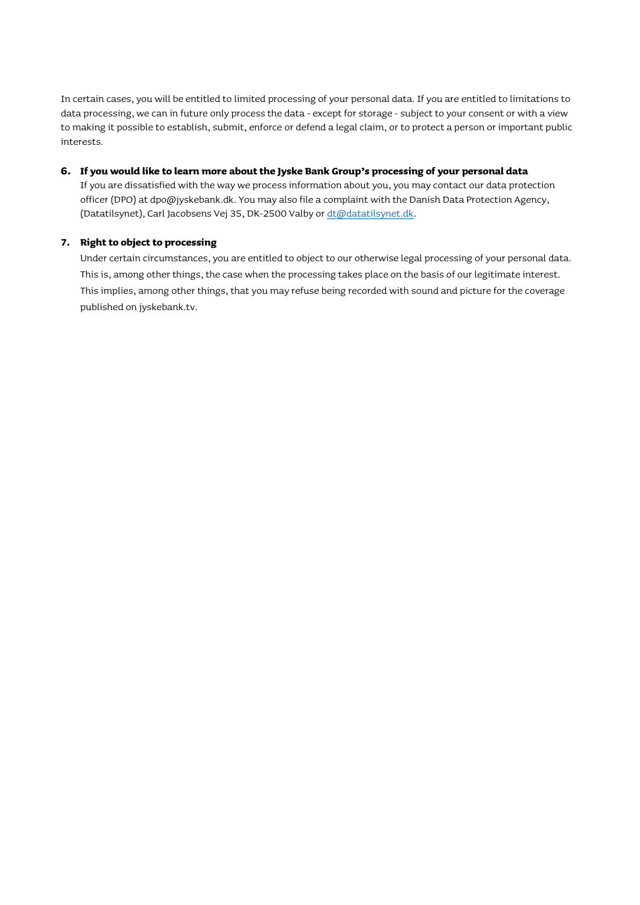In certain cases, you will be entitled to limited processing of your personal data. If you are entitled to limitations to data processing, we can in future only process the data - except for storage - subject to your consent or with a view to making it possible to establish, submit, enforce or defend a legal claim, or to protect a person or important public interests.

## 6. If you would like to learn more about the Jyske Bank Group's processing of your personal data

If you are dissatisfied with the way we process information about you, you may contact our data protection officer (DPO) at dpo@jyskebank.dk. You may also file a complaint with the Danish Data Protection Agency, (Datatilsynet), Carl Jacobsens Vej 35, DK-2500 Valby or dt@datatilsynet.dk.

## 7. Right to object to processing

Under certain circumstances, you are entitled to object to our otherwise legal processing of your personal data. This is, among other things, the case when the processing takes place on the basis of our legitimate interest. This implies, among other things, that you may refuse being recorded with sound and picture for the coverage published on jyskebank.tv.